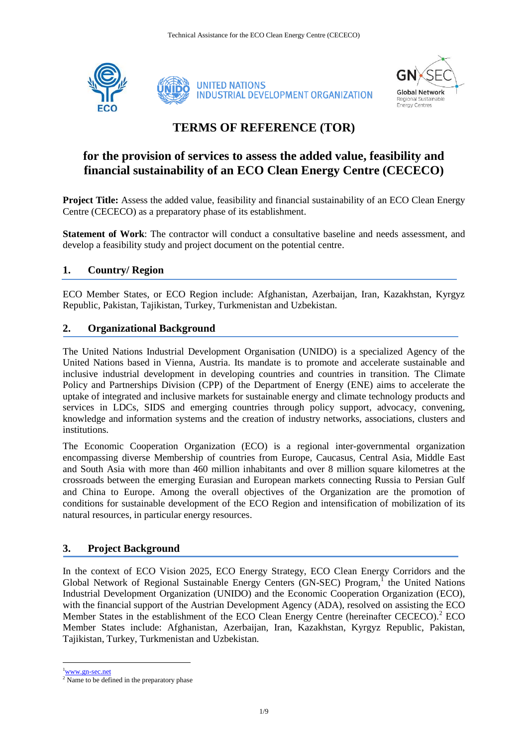# TERMS OF REFERENCE (TOR)

## for the provision of services to assess the added value, feasibility and financial sustainability of an ECO Clean Energy Centre (CECECO)

**Project Title:** Assess the added value, feasibility and financial sustainability of an ECO Clean Energy Centre (CECECO) as a preparatory phase of its establishment.

**Statement of Work**: The contractor will conduct a consultative baseline and needs assessment, and develop a feasibility study and project document on the potential centre.

### 1. Country/ Region

ECO Member States, or ECO Region include: Afghanistan, Azerbaijan, Iran, Kazakhstan, Kyrgyz Republic, Pakistan, Tajikistan, Turkey, Turkmenistan and Uzbekistan.

### 2. Organizational Background

The United Nations Industrial Development Organisation (UNIDO) is a specialized Agency of the United Nations based in Vienna, Austria. Its mandate is to promote and accelerate sustainable and inclusive industrial development in developing countries and countries in transition. The Climate Policy and Partnerships Division (CPP) of the Department of Energy (ENE) aims to accelerate the uptake of integrated and inclusive markets for sustainable energy and climate technology products and services in LDCs, SIDS and emerging countries through policy support, advocacy, convening, knowledge and information systems and the creation of industry networks, associations, clusters and institutions.

The Economic Cooperation Organization (ECO) is a regional inter-governmental organization encompassing diverse Membership of countries from Europe, Caucasus, Central Asia, Middle East and South Asia with more than 460 million inhabitants and over 8 million square kilometres at the crossroads between the emerging Eurasian and European markets connecting Russia to Persian Gulf and China to Europe. Among the overall objectives of the Organization are the promotion of conditions for sustainable development of the ECO Region and intensification of mobilization of its natural resources, in particular energy resources.

### 3. Project Background

In the context of ECO Vision 2025, ECO Energy Strategy, ECO Clean Energy Corridors and the Global Network of Regional Sustainable Energy Centers (GN-SEC) Program,[1] the United Nations Industrial Development Organization (UNIDO) and the Economic Cooperation Organization (ECO), with the financial support of the Austrian Development Agency (ADA), resolved on assisting the ECO Member States in the establishment of the ECO Clean Energy Centre (hereinafter CECECO).[2] ECO Member States include: Afghanistan, Azerbaijan, Iran, Kazakhstan, Kyrgyz Republic, Pakistan, Tajikistan, Turkey, Turkmenistan and Uzbekistan.

[1] www.gn-sec.net

[2] Name to be defined in the preparatory phase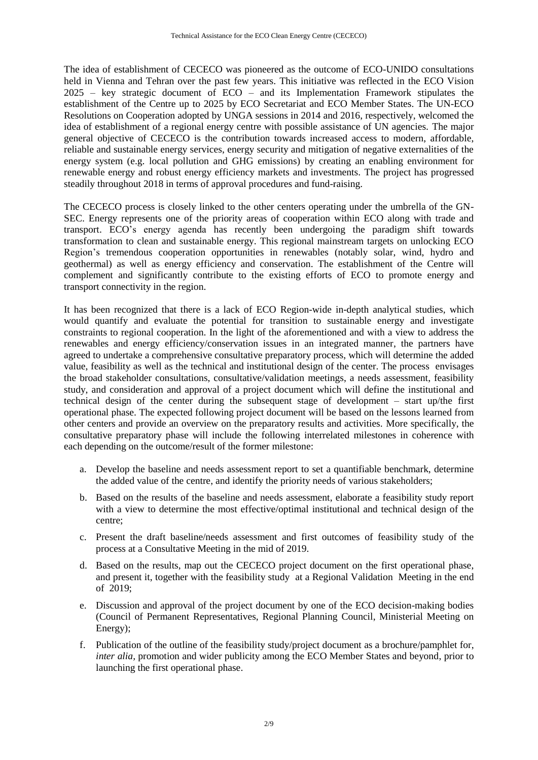The idea of establishment of CECECO was pioneered as the outcome of ECO-UNIDO consultations held in Vienna and Tehran over the past few years. This initiative was reflected in the ECO Vision 2025 – key strategic document of ECO – and its Implementation Framework stipulates the establishment of the Centre up to 2025 by ECO Secretariat and ECO Member States. The UN-ECO Resolutions on Cooperation adopted by UNGA sessions in 2014 and 2016, respectively, welcomed the idea of establishment of a regional energy centre with possible assistance of UN agencies. The major general objective of CECECO is the contribution towards increased access to modern, affordable, reliable and sustainable energy services, energy security and mitigation of negative externalities of the energy system (e.g. local pollution and GHG emissions) by creating an enabling environment for renewable energy and robust energy efficiency markets and investments. The project has progressed steadily throughout 2018 in terms of approval procedures and fund-raising.

The CECECO process is closely linked to the other centers operating under the umbrella of the GN-SEC. Energy represents one of the priority areas of cooperation within ECO along with trade and transport. ECO's energy agenda has recently been undergoing the paradigm shift towards transformation to clean and sustainable energy. This regional mainstream targets on unlocking ECO Region's tremendous cooperation opportunities in renewables (notably solar, wind, hydro and geothermal) as well as energy efficiency and conservation. The establishment of the Centre will complement and significantly contribute to the existing efforts of ECO to promote energy and transport connectivity in the region.

It has been recognized that there is a lack of ECO Region-wide in-depth analytical studies, which would quantify and evaluate the potential for transition to sustainable energy and investigate constraints to regional cooperation. In the light of the aforementioned and with a view to address the renewables and energy efficiency/conservation issues in an integrated manner, the partners have agreed to undertake a comprehensive consultative preparatory process, which will determine the added value, feasibility as well as the technical and institutional design of the center. The process envisages the broad stakeholder consultations, consultative/validation meetings, a needs assessment, feasibility study, and consideration and approval of a project document which will define the institutional and technical design of the center during the subsequent stage of development – start up/the first operational phase. The expected following project document will be based on the lessons learned from other centers and provide an overview on the preparatory results and activities. More specifically, the consultative preparatory phase will include the following interrelated milestones in coherence with each depending on the outcome/result of the former milestone:

a. Develop the baseline and needs assessment report to set a quantifiable benchmark, determine the added value of the centre, and identify the priority needs of various stakeholders;

b. Based on the results of the baseline and needs assessment, elaborate a feasibility study report with a view to determine the most effective/optimal institutional and technical design of the centre;

c. Present the draft baseline/needs assessment and first outcomes of feasibility study of the process at a Consultative Meeting in the mid of 2019.

d. Based on the results, map out the CECECO project document on the first operational phase, and present it, together with the feasibility study at a Regional Validation Meeting in the end of 2019;

e. Discussion and approval of the project document by one of the ECO decision-making bodies (Council of Permanent Representatives, Regional Planning Council, Ministerial Meeting on Energy);

f. Publication of the outline of the feasibility study/project document as a brochure/pamphlet for, *inter alia*, promotion and wider publicity among the ECO Member States and beyond, prior to launching the first operational phase.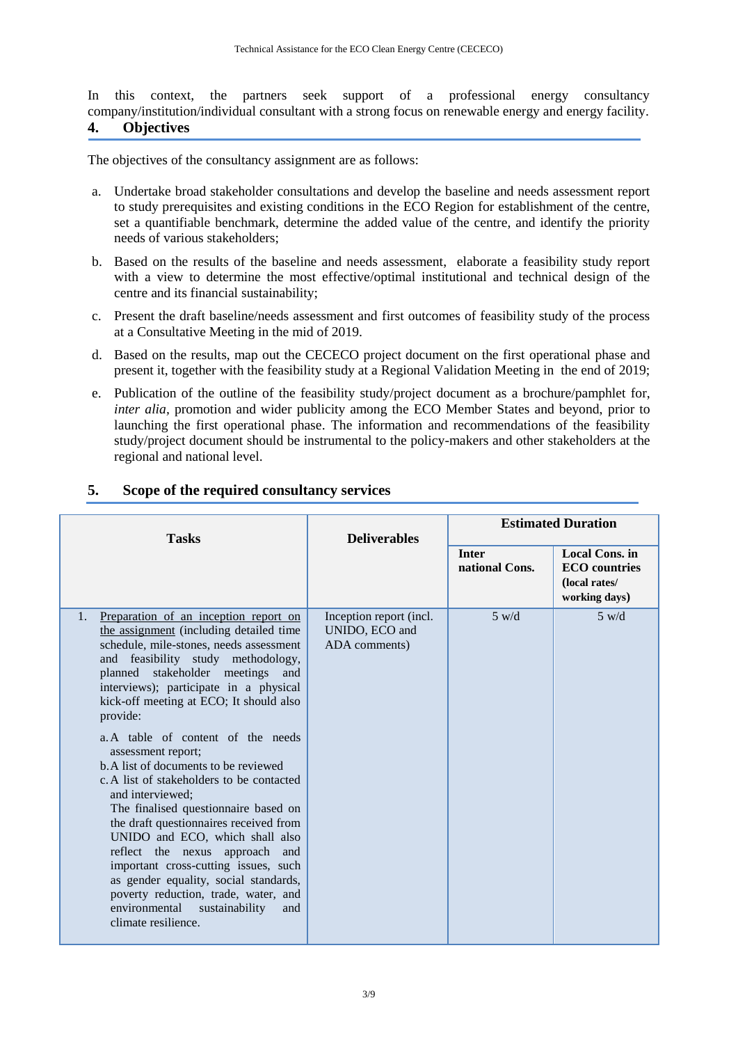In this context, the partners seek support of a professional energy consultancy company/institution/individual consultant with a strong focus on renewable energy and energy facility.

## 4. Objectives

The objectives of the consultancy assignment are as follows:

a. Undertake broad stakeholder consultations and develop the baseline and needs assessment report to study prerequisites and existing conditions in the ECO Region for establishment of the centre, set a quantifiable benchmark, determine the added value of the centre, and identify the priority needs of various stakeholders;

b. Based on the results of the baseline and needs assessment, elaborate a feasibility study report with a view to determine the most effective/optimal institutional and technical design of the centre and its financial sustainability;

c. Present the draft baseline/needs assessment and first outcomes of feasibility study of the process at a Consultative Meeting in the mid of 2019.

d. Based on the results, map out the CECECO project document on the first operational phase and present it, together with the feasibility study at a Regional Validation Meeting in the end of 2019;

e. Publication of the outline of the feasibility study/project document as a brochure/pamphlet for, *inter alia*, promotion and wider publicity among the ECO Member States and beyond, prior to launching the first operational phase. The information and recommendations of the feasibility study/project document should be instrumental to the policy-makers and other stakeholders at the regional and national level.

## 5. Scope of the required consultancy services

| Tasks | Deliverables | Estimated Duration | |
|---|---|---|---|
| | | **Inter national Cons.** | **Local Cons. in ECO countries (local rates/ working days)** |
| 1. <u>Preparation of an inception report on the assignment</u> (including detailed time schedule, mile-stones, needs assessment and feasibility study methodology, planned stakeholder meetings and interviews); participate in a physical kick-off meeting at ECO; It should also provide:<br><br>a. A table of content of the needs assessment report;<br>b. A list of documents to be reviewed<br>c. A list of stakeholders to be contacted and interviewed;<br>The finalised questionnaire based on the draft questionnaires received from UNIDO and ECO, which shall also reflect the nexus approach and important cross-cutting issues, such as gender equality, social standards, poverty reduction, trade, water, and environmental sustainability and climate resilience. | Inception report (incl. UNIDO, ECO and ADA comments) | 5 w/d | 5 w/d |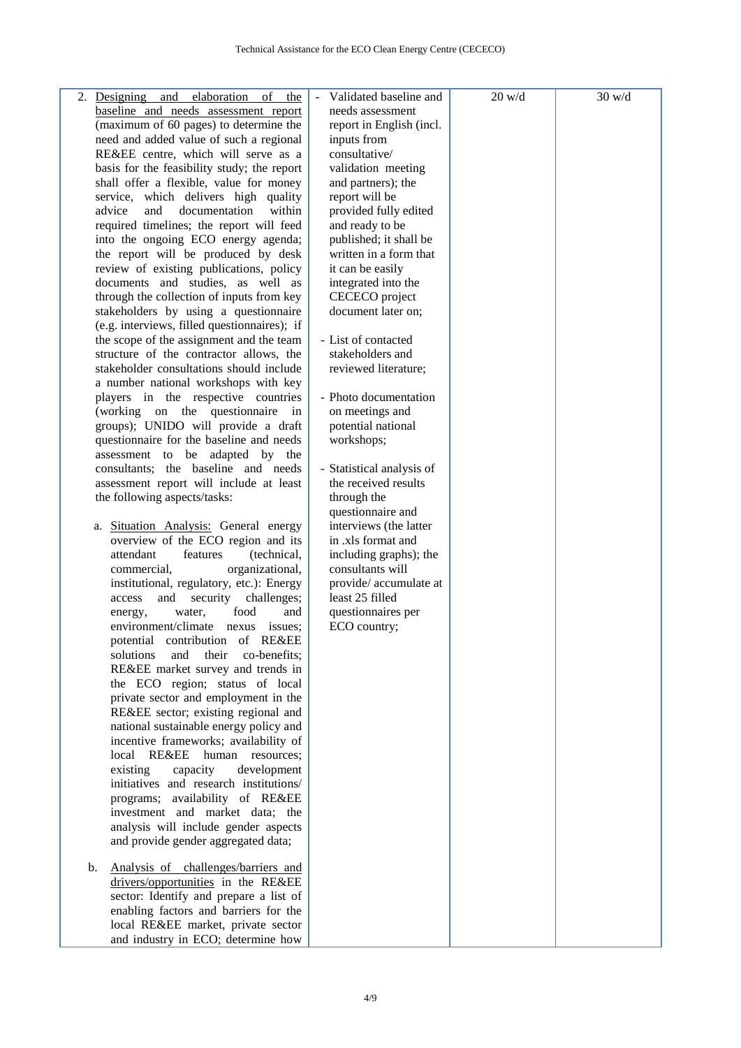| | | | |
|---|---|---|---|
| 2. Designing and elaboration of the baseline and needs assessment report (maximum of 60 pages) to determine the need and added value of such a regional RE&EE centre, which will serve as a basis for the feasibility study; the report shall offer a flexible, value for money service, which delivers high quality advice and documentation within required timelines; the report will feed into the ongoing ECO energy agenda; the report will be produced by desk review of existing publications, policy documents and studies, as well as through the collection of inputs from key stakeholders by using a questionnaire (e.g. interviews, filled questionnaires); if the scope of the assignment and the team structure of the contractor allows, the stakeholder consultations should include a number national workshops with key players in the respective countries (working on the questionnaire in groups); UNIDO will provide a draft questionnaire for the baseline and needs assessment to be adapted by the consultants; the baseline and needs assessment report will include at least the following aspects/tasks:<br><br>a. Situation Analysis: General energy overview of the ECO region and its attendant features (technical, commercial, organizational, institutional, regulatory, etc.): Energy access and security challenges; energy, water, food and environment/climate nexus issues; potential contribution of RE&EE solutions and their co-benefits; RE&EE market survey and trends in the ECO region; status of local private sector and employment in the RE&EE sector; existing regional and national sustainable energy policy and incentive frameworks; availability of local RE&EE human resources; existing capacity development initiatives and research institutions/ programs; availability of RE&EE investment and market data; the analysis will include gender aspects and provide gender aggregated data;<br><br>b. Analysis of challenges/barriers and drivers/opportunities in the RE&EE sector: Identify and prepare a list of enabling factors and barriers for the local RE&EE market, private sector and industry in ECO; determine how | - Validated baseline and needs assessment report in English (incl. inputs from consultative/ validation meeting and partners); the report will be provided fully edited and ready to be published; it shall be written in a form that it can be easily integrated into the CECECO project document later on;<br><br>- List of contacted stakeholders and reviewed literature;<br><br>- Photo documentation on meetings and potential national workshops;<br><br>- Statistical analysis of the received results through the questionnaire and interviews (the latter in .xls format and including graphs); the consultants will provide/ accumulate at least 25 filled questionnaires per ECO country; | 20 w/d | 30 w/d |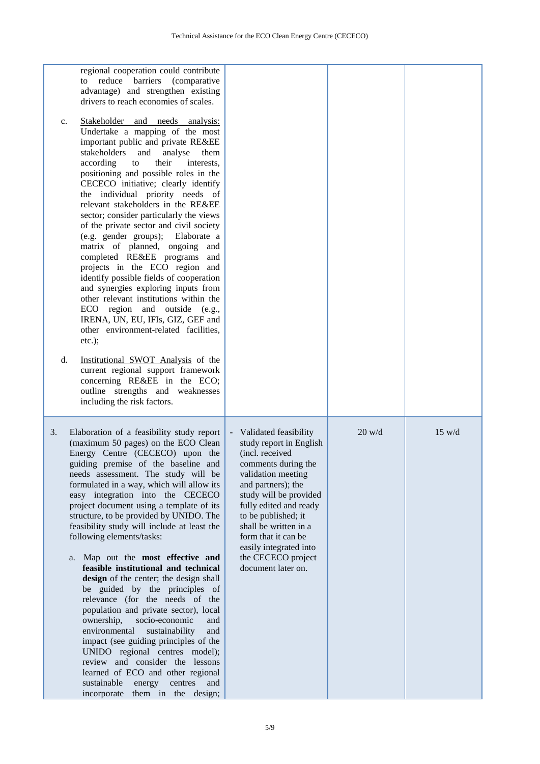| | | | |
|---|---|---|---|
| regional cooperation could contribute to reduce barriers (comparative advantage) and strengthen existing drivers to reach economies of scales.<br><br>c. Stakeholder and needs analysis: Undertake a mapping of the most important public and private RE&EE stakeholders and analyse them according to their interests, positioning and possible roles in the CECECO initiative; clearly identify the individual priority needs of relevant stakeholders in the RE&EE sector; consider particularly the views of the private sector and civil society (e.g. gender groups); Elaborate a matrix of planned, ongoing and completed RE&EE programs and projects in the ECO region and identify possible fields of cooperation and synergies exploring inputs from other relevant institutions within the ECO region and outside (e.g., IRENA, UN, EU, IFIs, GIZ, GEF and other environment-related facilities, etc.);<br><br>d. Institutional SWOT Analysis of the current regional support framework concerning RE&EE in the ECO; outline strengths and weaknesses including the risk factors. | | | |
| 3. Elaboration of a feasibility study report (maximum 50 pages) on the ECO Clean Energy Centre (CECECO) upon the guiding premise of the baseline and needs assessment. The study will be formulated in a way, which will allow its easy integration into the CECECO project document using a template of its structure, to be provided by UNIDO. The feasibility study will include at least the following elements/tasks:<br><br>a. Map out the **most effective and feasible institutional and technical design** of the center; the design shall be guided by the principles of relevance (for the needs of the population and private sector), local ownership, socio-economic and environmental sustainability and impact (see guiding principles of the UNIDO regional centres model); review and consider the lessons learned of ECO and other regional sustainable energy centres and incorporate them in the design; | - Validated feasibility study report in English (incl. received comments during the validation meeting and partners); the study will be provided fully edited and ready to be published; it shall be written in a form that it can be easily integrated into the CECECO project document later on. | 20 w/d | 15 w/d |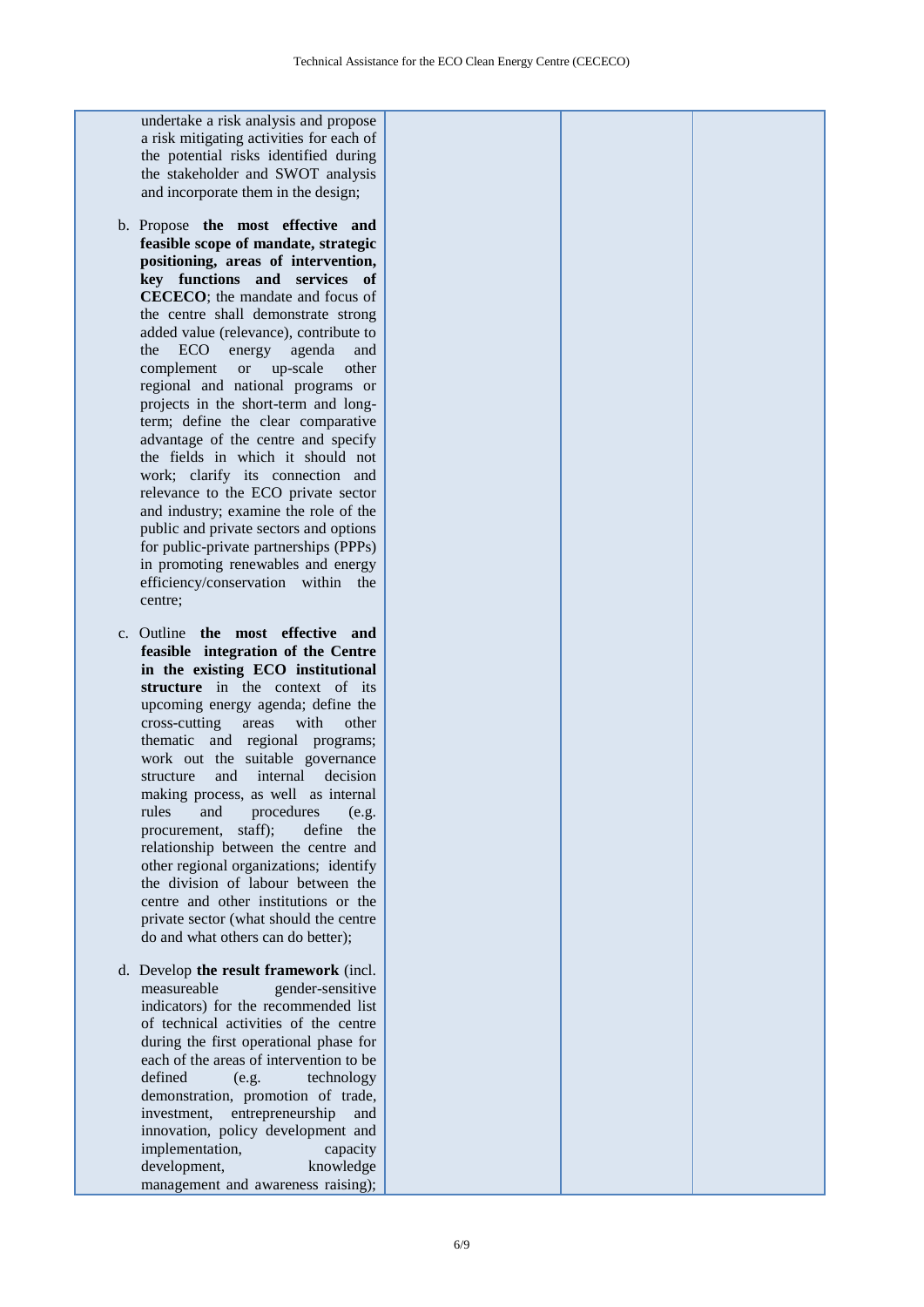| | | | |
|---|---|---|---|
| undertake a risk analysis and propose a risk mitigating activities for each of the potential risks identified during the stakeholder and SWOT analysis and incorporate them in the design;<br><br>b. Propose **the most effective and feasible scope of mandate, strategic positioning, areas of intervention, key functions and services of CECECO**; the mandate and focus of the centre shall demonstrate strong added value (relevance), contribute to the ECO energy agenda and complement or up-scale other regional and national programs or projects in the short-term and long-term; define the clear comparative advantage of the centre and specify the fields in which it should not work; clarify its connection and relevance to the ECO private sector and industry; examine the role of the public and private sectors and options for public-private partnerships (PPPs) in promoting renewables and energy efficiency/conservation within the centre;<br><br>c. Outline **the most effective and feasible integration of the Centre in the existing ECO institutional structure** in the context of its upcoming energy agenda; define the cross-cutting areas with other thematic and regional programs; work out the suitable governance structure and internal decision making process, as well as internal rules and procedures (e.g. procurement, staff); define the relationship between the centre and other regional organizations; identify the division of labour between the centre and other institutions or the private sector (what should the centre do and what others can do better);<br><br>d. Develop **the result framework** (incl. measureable gender-sensitive indicators) for the recommended list of technical activities of the centre during the first operational phase for each of the areas of intervention to be defined (e.g. technology demonstration, promotion of trade, investment, entrepreneurship and innovation, policy development and implementation, capacity development, knowledge management and awareness raising); | | | |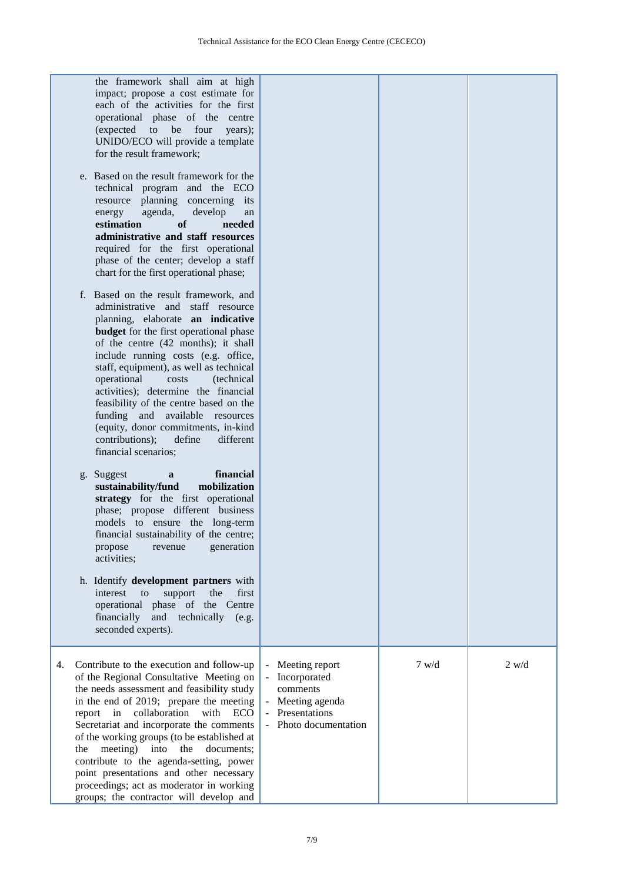| | | | |
|---|---|---|---|
| the framework shall aim at high impact; propose a cost estimate for each of the activities for the first operational phase of the centre (expected to be four years); UNIDO/ECO will provide a template for the result framework;<br><br>e. Based on the result framework for the technical program and the ECO resource planning concerning its energy agenda, develop an **estimation of needed administrative and staff resources** required for the first operational phase of the center; develop a staff chart for the first operational phase;<br><br>f. Based on the result framework, and administrative and staff resource planning, elaborate **an indicative budget** for the first operational phase of the centre (42 months); it shall include running costs (e.g. office, staff, equipment), as well as technical operational costs (technical activities); determine the financial feasibility of the centre based on the funding and available resources (equity, donor commitments, in-kind contributions); define different financial scenarios;<br><br>g. Suggest a **financial sustainability/fund mobilization strategy** for the first operational phase; propose different business models to ensure the long-term financial sustainability of the centre; propose revenue generation activities;<br><br>h. Identify **development partners** with interest to support the first operational phase of the Centre financially and technically (e.g. seconded experts). | | | |
| 4. Contribute to the execution and follow-up of the Regional Consultative Meeting on the needs assessment and feasibility study in the end of 2019; prepare the meeting report in collaboration with ECO Secretariat and incorporate the comments of the working groups (to be established at the meeting) into the documents; contribute to the agenda-setting, power point presentations and other necessary proceedings; act as moderator in working groups; the contractor will develop and | - Meeting report<br>- Incorporated comments<br>- Meeting agenda<br>- Presentations<br>- Photo documentation | 7 w/d | 2 w/d |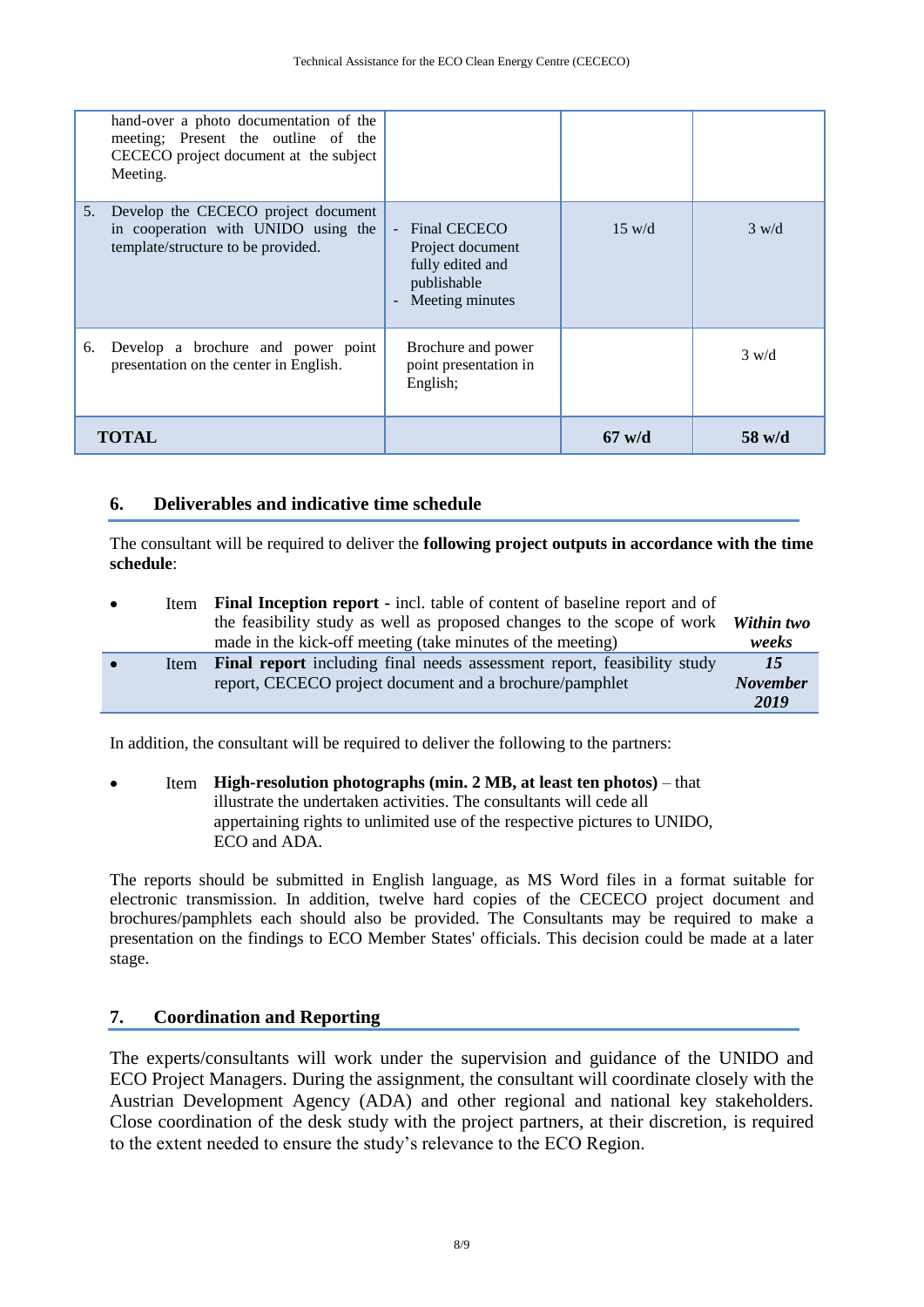| | | | |
|---|---|---|---|
| hand-over a photo documentation of the meeting; Present the outline of the CECECO project document at the subject Meeting. | | | |
| 5. Develop the CECECO project document in cooperation with UNIDO using the template/structure to be provided. | - Final CECECO Project document fully edited and publishable<br>- Meeting minutes | 15 w/d | 3 w/d |
| 6. Develop a brochure and power point presentation on the center in English. | Brochure and power point presentation in English; | | 3 w/d |
| **TOTAL** | | **67 w/d** | **58 w/d** |

## 6. Deliverables and indicative time schedule

The consultant will be required to deliver the **following project outputs in accordance with the time schedule**:

| | | | |
|---|---|---|---|
| • | Item | **Final Inception report** - incl. table of content of baseline report and of the feasibility study as well as proposed changes to the scope of work made in the kick-off meeting (take minutes of the meeting) | ***Within two weeks*** |
| • | Item | **Final report** including final needs assessment report, feasibility study report, CECECO project document and a brochure/pamphlet | ***15 November 2019*** |

In addition, the consultant will be required to deliver the following to the partners:

- Item **High-resolution photographs (min. 2 MB, at least ten photos)** – that illustrate the undertaken activities. The consultants will cede all appertaining rights to unlimited use of the respective pictures to UNIDO, ECO and ADA.

The reports should be submitted in English language, as MS Word files in a format suitable for electronic transmission. In addition, twelve hard copies of the CECECO project document and brochures/pamphlets each should also be provided. The Consultants may be required to make a presentation on the findings to ECO Member States' officials. This decision could be made at a later stage.

## 7. Coordination and Reporting

The experts/consultants will work under the supervision and guidance of the UNIDO and ECO Project Managers. During the assignment, the consultant will coordinate closely with the Austrian Development Agency (ADA) and other regional and national key stakeholders. Close coordination of the desk study with the project partners, at their discretion, is required to the extent needed to ensure the study's relevance to the ECO Region.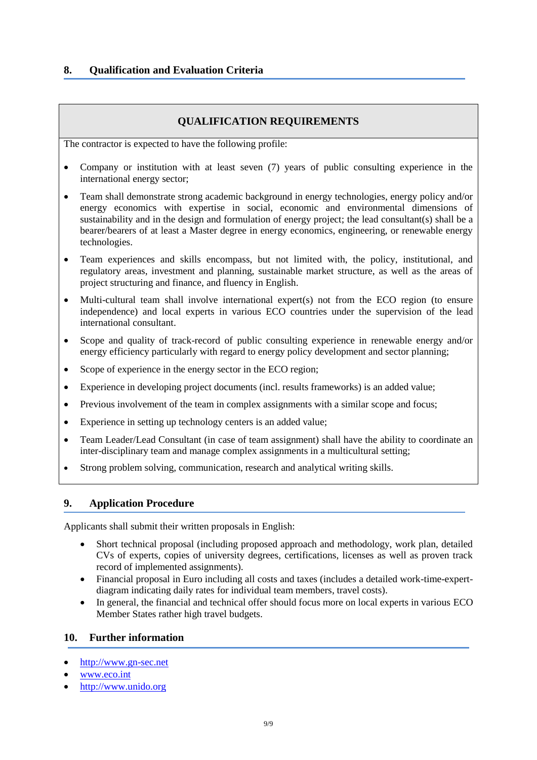## 8. Qualification and Evaluation Criteria

### QUALIFICATION REQUIREMENTS

The contractor is expected to have the following profile:

- Company or institution with at least seven (7) years of public consulting experience in the international energy sector;
- Team shall demonstrate strong academic background in energy technologies, energy policy and/or energy economics with expertise in social, economic and environmental dimensions of sustainability and in the design and formulation of energy project; the lead consultant(s) shall be a bearer/bearers of at least a Master degree in energy economics, engineering, or renewable energy technologies.
- Team experiences and skills encompass, but not limited with, the policy, institutional, and regulatory areas, investment and planning, sustainable market structure, as well as the areas of project structuring and finance, and fluency in English.
- Multi-cultural team shall involve international expert(s) not from the ECO region (to ensure independence) and local experts in various ECO countries under the supervision of the lead international consultant.
- Scope and quality of track-record of public consulting experience in renewable energy and/or energy efficiency particularly with regard to energy policy development and sector planning;
- Scope of experience in the energy sector in the ECO region;
- Experience in developing project documents (incl. results frameworks) is an added value;
- Previous involvement of the team in complex assignments with a similar scope and focus;
- Experience in setting up technology centers is an added value;
- Team Leader/Lead Consultant (in case of team assignment) shall have the ability to coordinate an inter-disciplinary team and manage complex assignments in a multicultural setting;
- Strong problem solving, communication, research and analytical writing skills.

## 9. Application Procedure

Applicants shall submit their written proposals in English:

- Short technical proposal (including proposed approach and methodology, work plan, detailed CVs of experts, copies of university degrees, certifications, licenses as well as proven track record of implemented assignments).
- Financial proposal in Euro including all costs and taxes (includes a detailed work-time-expert-diagram indicating daily rates for individual team members, travel costs).
- In general, the financial and technical offer should focus more on local experts in various ECO Member States rather high travel budgets.

## 10. Further information

- http://www.gn-sec.net
- www.eco.int
- http://www.unido.org